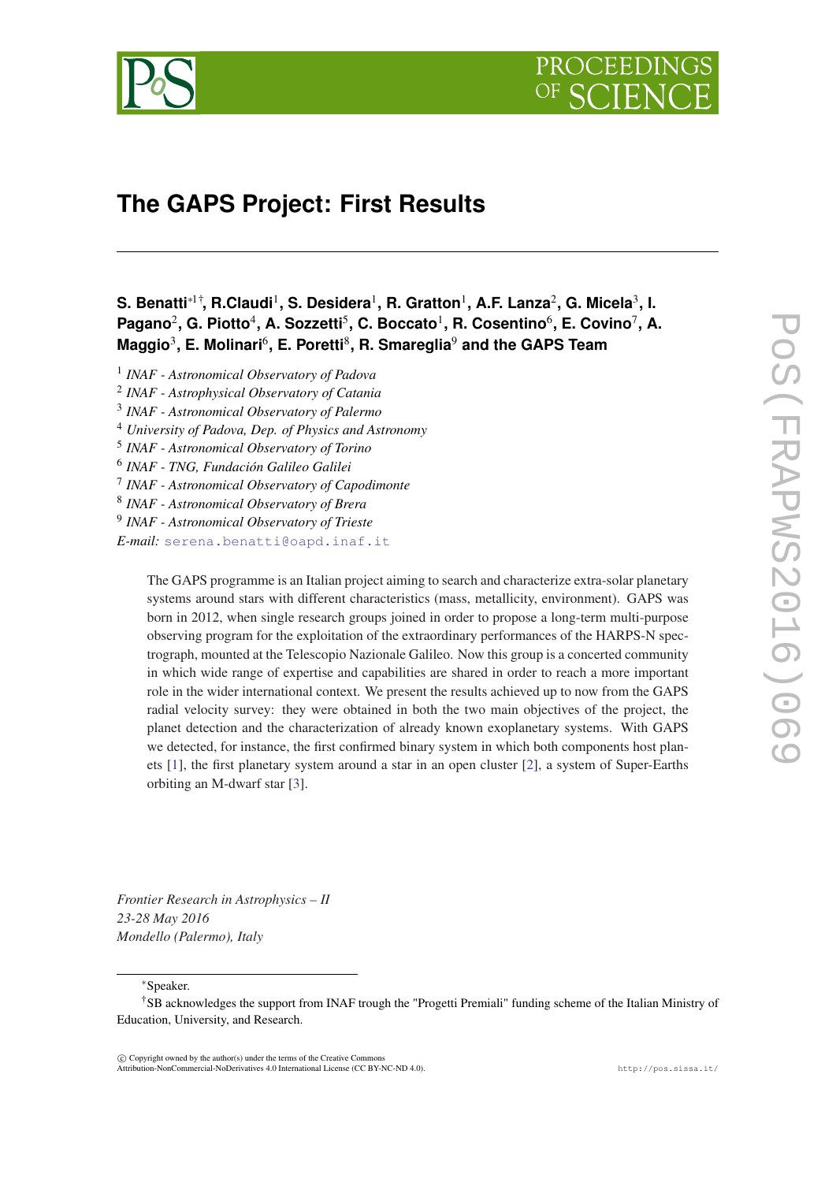# The GAPS Project: First Results

**S. Benatti*[1]†, R.Claudi[1], S. Desidera[1], R. Gratton[1], A.F. Lanza[2], G. Micela[3], I. Pagano[2], G. Piotto[4], A. Sozzetti[5], C. Boccato[1], R. Cosentino[6], E. Covino[7], A. Maggio[3], E. Molinari[6], E. Poretti[8], R. Smareglia[9] and the GAPS Team**

[1] *INAF - Astronomical Observatory of Padova*
[2] *INAF - Astrophysical Observatory of Catania*
[3] *INAF - Astronomical Observatory of Palermo*
[4] *University of Padova, Dep. of Physics and Astronomy*
[5] *INAF - Astronomical Observatory of Torino*
[6] *INAF - TNG, Fundación Galileo Galilei*
[7] *INAF - Astronomical Observatory of Capodimonte*
[8] *INAF - Astronomical Observatory of Brera*
[9] *INAF - Astronomical Observatory of Trieste*

*E-mail:* serena.benatti@oapd.inaf.it

The GAPS programme is an Italian project aiming to search and characterize extra-solar planetary systems around stars with different characteristics (mass, metallicity, environment). GAPS was born in 2012, when single research groups joined in order to propose a long-term multi-purpose observing program for the exploitation of the extraordinary performances of the HARPS-N spectrograph, mounted at the Telescopio Nazionale Galileo. Now this group is a concerted community in which wide range of expertise and capabilities are shared in order to reach a more important role in the wider international context. We present the results achieved up to now from the GAPS radial velocity survey: they were obtained in both the two main objectives of the project, the planet detection and the characterization of already known exoplanetary systems. With GAPS we detected, for instance, the first confirmed binary system in which both components host planets [1], the first planetary system around a star in an open cluster [2], a system of Super-Earths orbiting an M-dwarf star [3].

*Frontier Research in Astrophysics – II*
*23-28 May 2016*
*Mondello (Palermo), Italy*

*Speaker.

†SB acknowledges the support from INAF trough the "Progetti Premiali" funding scheme of the Italian Ministry of Education, University, and Research.

© Copyright owned by the author(s) under the terms of the Creative Commons Attribution-NonCommercial-NoDerivatives 4.0 International License (CC BY-NC-ND 4.0).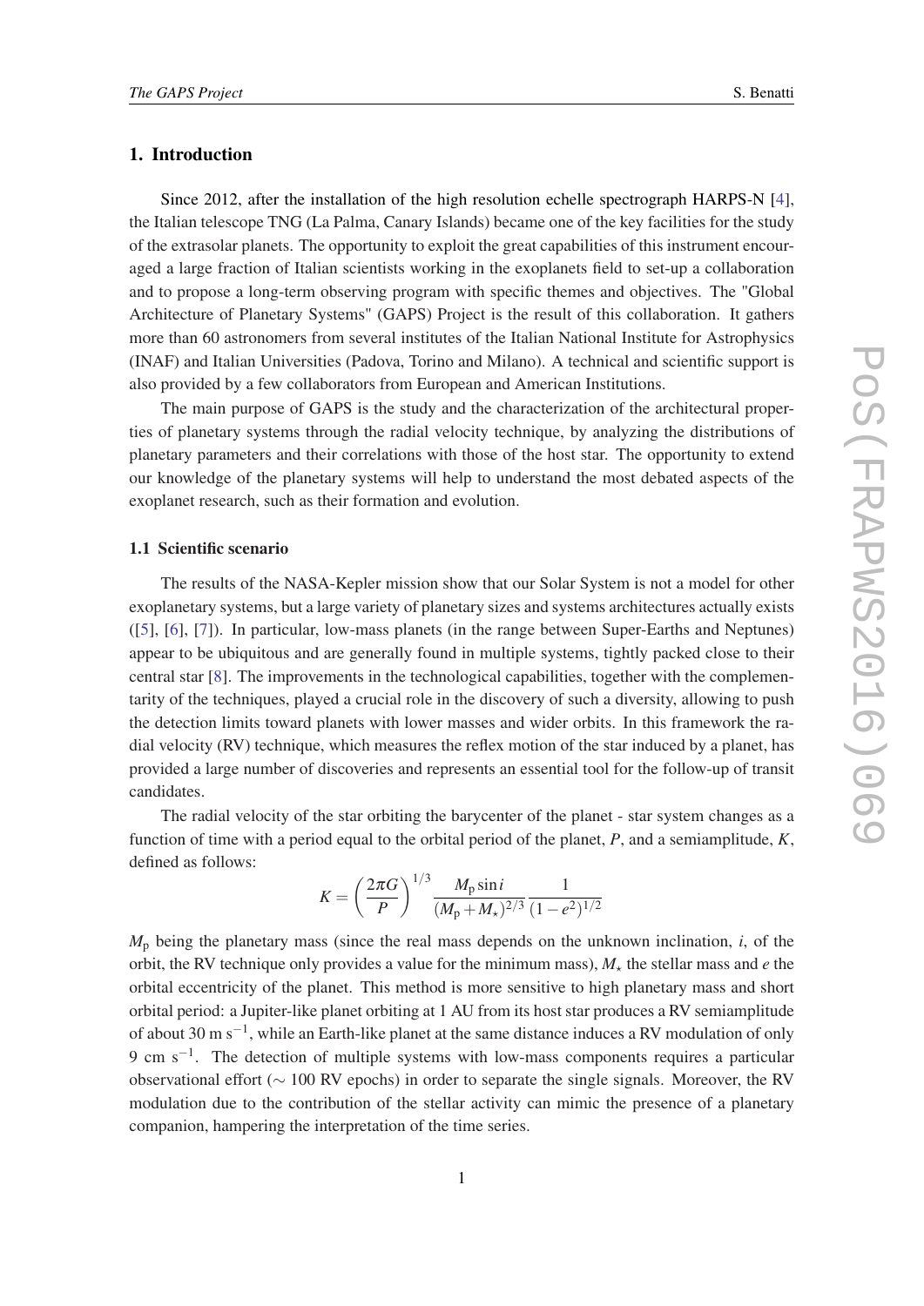## 1. Introduction

Since 2012, after the installation of the high resolution echelle spectrograph HARPS-N [4], the Italian telescope TNG (La Palma, Canary Islands) became one of the key facilities for the study of the extrasolar planets. The opportunity to exploit the great capabilities of this instrument encouraged a large fraction of Italian scientists working in the exoplanets field to set-up a collaboration and to propose a long-term observing program with specific themes and objectives. The "Global Architecture of Planetary Systems" (GAPS) Project is the result of this collaboration. It gathers more than 60 astronomers from several institutes of the Italian National Institute for Astrophysics (INAF) and Italian Universities (Padova, Torino and Milano). A technical and scientific support is also provided by a few collaborators from European and American Institutions.

The main purpose of GAPS is the study and the characterization of the architectural properties of planetary systems through the radial velocity technique, by analyzing the distributions of planetary parameters and their correlations with those of the host star. The opportunity to extend our knowledge of the planetary systems will help to understand the most debated aspects of the exoplanet research, such as their formation and evolution.

### 1.1 Scientific scenario

The results of the NASA-Kepler mission show that our Solar System is not a model for other exoplanetary systems, but a large variety of planetary sizes and systems architectures actually exists ([5], [6], [7]). In particular, low-mass planets (in the range between Super-Earths and Neptunes) appear to be ubiquitous and are generally found in multiple systems, tightly packed close to their central star [8]. The improvements in the technological capabilities, together with the complementarity of the techniques, played a crucial role in the discovery of such a diversity, allowing to push the detection limits toward planets with lower masses and wider orbits. In this framework the radial velocity (RV) technique, which measures the reflex motion of the star induced by a planet, has provided a large number of discoveries and represents an essential tool for the follow-up of transit candidates.

The radial velocity of the star orbiting the barycenter of the planet - star system changes as a function of time with a period equal to the orbital period of the planet, $P$, and a semiamplitude, $K$, defined as follows:

$$K = \left(\frac{2\pi G}{P}\right)^{1/3} \frac{M_{\rm p}\sin i}{(M_{\rm p}+M_{\star})^{2/3}} \frac{1}{(1-e^2)^{1/2}}$$

$M_{\rm p}$ being the planetary mass (since the real mass depends on the unknown inclination, $i$, of the orbit, the RV technique only provides a value for the minimum mass), $M_{\star}$ the stellar mass and $e$ the orbital eccentricity of the planet. This method is more sensitive to high planetary mass and short orbital period: a Jupiter-like planet orbiting at 1 AU from its host star produces a RV semiamplitude of about 30 m s$^{-1}$, while an Earth-like planet at the same distance induces a RV modulation of only 9 cm s$^{-1}$. The detection of multiple systems with low-mass components requires a particular observational effort ($\sim$ 100 RV epochs) in order to separate the single signals. Moreover, the RV modulation due to the contribution of the stellar activity can mimic the presence of a planetary companion, hampering the interpretation of the time series.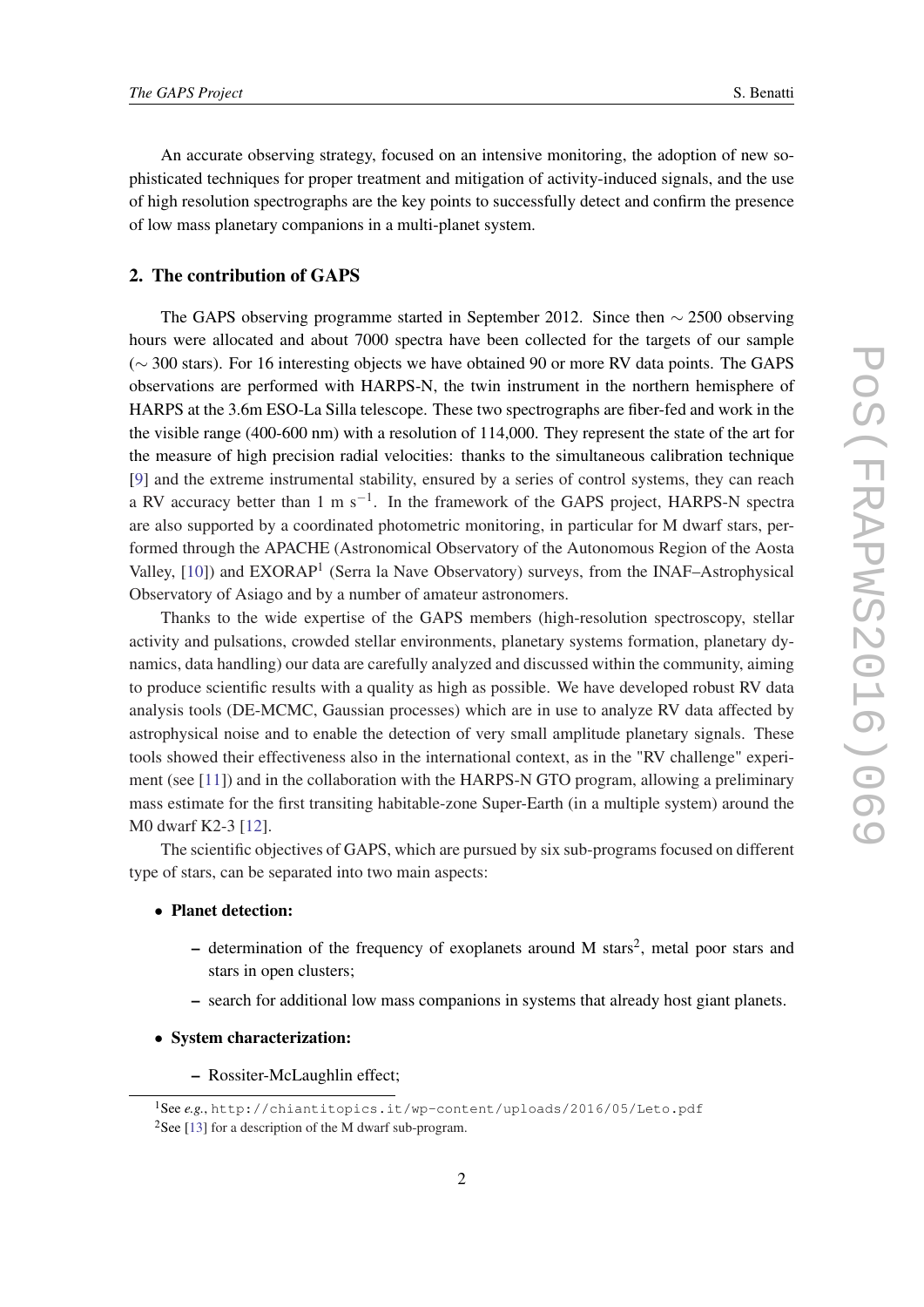An accurate observing strategy, focused on an intensive monitoring, the adoption of new sophisticated techniques for proper treatment and mitigation of activity-induced signals, and the use of high resolution spectrographs are the key points to successfully detect and confirm the presence of low mass planetary companions in a multi-planet system.

## 2. The contribution of GAPS

The GAPS observing programme started in September 2012. Since then $\sim$ 2500 observing hours were allocated and about 7000 spectra have been collected for the targets of our sample ($\sim$ 300 stars). For 16 interesting objects we have obtained 90 or more RV data points. The GAPS observations are performed with HARPS-N, the twin instrument in the northern hemisphere of HARPS at the 3.6m ESO-La Silla telescope. These two spectrographs are fiber-fed and work in the the visible range (400-600 nm) with a resolution of 114,000. They represent the state of the art for the measure of high precision radial velocities: thanks to the simultaneous calibration technique [9] and the extreme instrumental stability, ensured by a series of control systems, they can reach a RV accuracy better than 1 m $s^{-1}$. In the framework of the GAPS project, HARPS-N spectra are also supported by a coordinated photometric monitoring, in particular for M dwarf stars, performed through the APACHE (Astronomical Observatory of the Autonomous Region of the Aosta Valley, [10]) and EXORAP[1] (Serra la Nave Observatory) surveys, from the INAF–Astrophysical Observatory of Asiago and by a number of amateur astronomers.

Thanks to the wide expertise of the GAPS members (high-resolution spectroscopy, stellar activity and pulsations, crowded stellar environments, planetary systems formation, planetary dynamics, data handling) our data are carefully analyzed and discussed within the community, aiming to produce scientific results with a quality as high as possible. We have developed robust RV data analysis tools (DE-MCMC, Gaussian processes) which are in use to analyze RV data affected by astrophysical noise and to enable the detection of very small amplitude planetary signals. These tools showed their effectiveness also in the international context, as in the "RV challenge" experiment (see [11]) and in the collaboration with the HARPS-N GTO program, allowing a preliminary mass estimate for the first transiting habitable-zone Super-Earth (in a multiple system) around the M0 dwarf K2-3 [12].

The scientific objectives of GAPS, which are pursued by six sub-programs focused on different type of stars, can be separated into two main aspects:

- **Planet detection:**
  - determination of the frequency of exoplanets around M stars[2], metal poor stars and stars in open clusters;
  - search for additional low mass companions in systems that already host giant planets.
- **System characterization:**
  - Rossiter-McLaughlin effect;

---

[1] See *e.g.*, http://chiantitopics.it/wp-content/uploads/2016/05/Leto.pdf

[2] See [13] for a description of the M dwarf sub-program.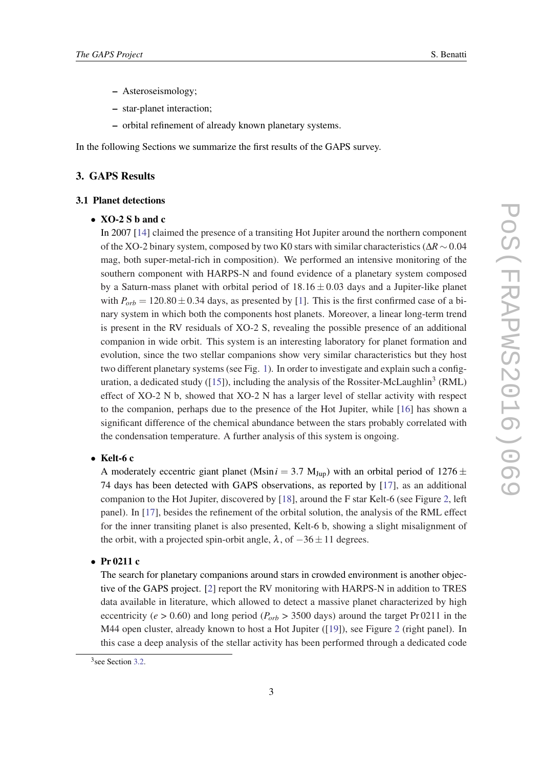– Asteroseismology;

– star-planet interaction;

– orbital refinement of already known planetary systems.

In the following Sections we summarize the first results of the GAPS survey.

## 3. GAPS Results

### 3.1 Planet detections

- **XO-2 S b and c**
  In 2007 [14] claimed the presence of a transiting Hot Jupiter around the northern component of the XO-2 binary system, composed by two K0 stars with similar characteristics ($\Delta R \sim 0.04$ mag, both super-metal-rich in composition). We performed an intensive monitoring of the southern component with HARPS-N and found evidence of a planetary system composed by a Saturn-mass planet with orbital period of $18.16 \pm 0.03$ days and a Jupiter-like planet with $P_{orb} = 120.80 \pm 0.34$ days, as presented by [1]. This is the first confirmed case of a binary system in which both the components host planets. Moreover, a linear long-term trend is present in the RV residuals of XO-2 S, revealing the possible presence of an additional companion in wide orbit. This system is an interesting laboratory for planet formation and evolution, since the two stellar companions show very similar characteristics but they host two different planetary systems (see Fig. 1). In order to investigate and explain such a configuration, a dedicated study ([15]), including the analysis of the Rossiter-McLaughlin[3] (RML) effect of XO-2 N b, showed that XO-2 N has a larger level of stellar activity with respect to the companion, perhaps due to the presence of the Hot Jupiter, while [16] has shown a significant difference of the chemical abundance between the stars probably correlated with the condensation temperature. A further analysis of this system is ongoing.

- **Kelt-6 c**
  A moderately eccentric giant planet ($M \sin i = 3.7$ $M_{\rm Jup}$) with an orbital period of $1276 \pm 74$ days has been detected with GAPS observations, as reported by [17], as an additional companion to the Hot Jupiter, discovered by [18], around the F star Kelt-6 (see Figure 2, left panel). In [17], besides the refinement of the orbital solution, the analysis of the RML effect for the inner transiting planet is also presented, Kelt-6 b, showing a slight misalignment of the orbit, with a projected spin-orbit angle, $\lambda$, of $-36 \pm 11$ degrees.

- **Pr 0211 c**
  The search for planetary companions around stars in crowded environment is another objective of the GAPS project. [2] report the RV monitoring with HARPS-N in addition to TRES data available in literature, which allowed to detect a massive planet characterized by high eccentricity ($e > 0.60$) and long period ($P_{orb} > 3500$ days) around the target Pr 0211 in the M44 open cluster, already known to host a Hot Jupiter ([19]), see Figure 2 (right panel). In this case a deep analysis of the stellar activity has been performed through a dedicated code

[3] see Section 3.2.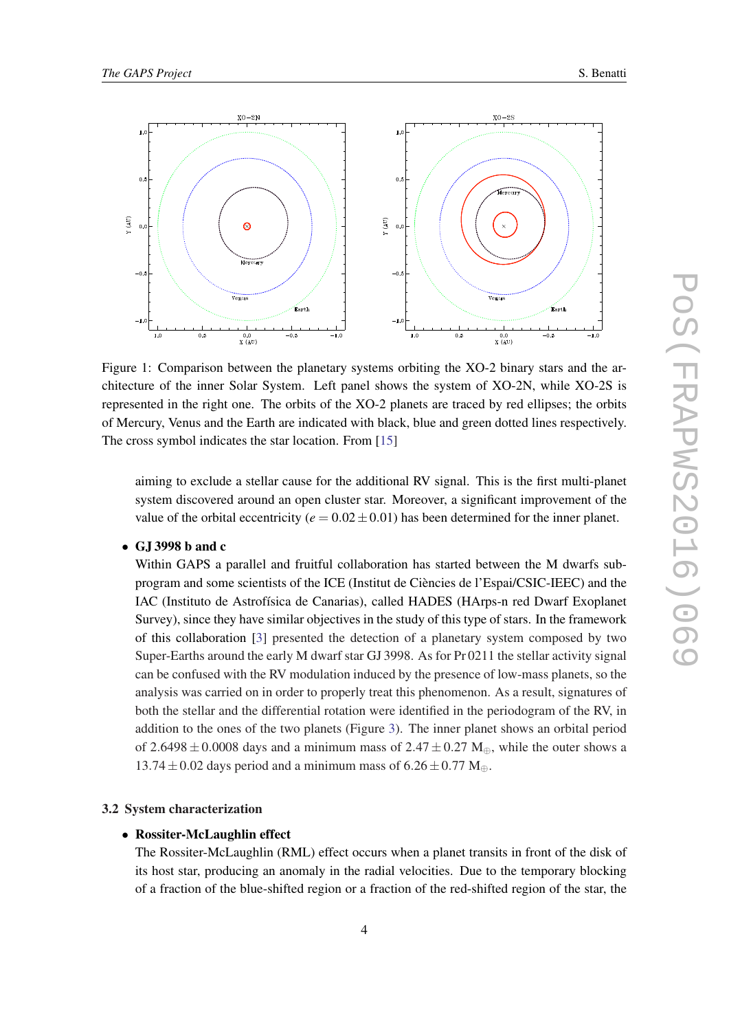Figure 1: Comparison between the planetary systems orbiting the XO-2 binary stars and the architecture of the inner Solar System. Left panel shows the system of XO-2N, while XO-2S is represented in the right one. The orbits of the XO-2 planets are traced by red ellipses; the orbits of Mercury, Venus and the Earth are indicated with black, blue and green dotted lines respectively. The cross symbol indicates the star location. From [15]

aiming to exclude a stellar cause for the additional RV signal. This is the first multi-planet system discovered around an open cluster star. Moreover, a significant improvement of the value of the orbital eccentricity ($e = 0.02 \pm 0.01$) has been determined for the inner planet.

- **GJ 3998 b and c**
  Within GAPS a parallel and fruitful collaboration has started between the M dwarfs sub-program and some scientists of the ICE (Institut de Ciències de l'Espai/CSIC-IEEC) and the IAC (Instituto de Astrofísica de Canarias), called HADES (HArps-n red Dwarf Exoplanet Survey), since they have similar objectives in the study of this type of stars. In the framework of this collaboration [3] presented the detection of a planetary system composed by two Super-Earths around the early M dwarf star GJ 3998. As for Pr 0211 the stellar activity signal can be confused with the RV modulation induced by the presence of low-mass planets, so the analysis was carried on in order to properly treat this phenomenon. As a result, signatures of both the stellar and the differential rotation were identified in the periodogram of the RV, in addition to the ones of the two planets (Figure 3). The inner planet shows an orbital period of $2.6498 \pm 0.0008$ days and a minimum mass of $2.47 \pm 0.27$ $M_{\oplus}$, while the outer shows a $13.74 \pm 0.02$ days period and a minimum mass of $6.26 \pm 0.77$ $M_{\oplus}$.

### 3.2 System characterization

- **Rossiter-McLaughlin effect**
  The Rossiter-McLaughlin (RML) effect occurs when a planet transits in front of the disk of its host star, producing an anomaly in the radial velocities. Due to the temporary blocking of a fraction of the blue-shifted region or a fraction of the red-shifted region of the star, the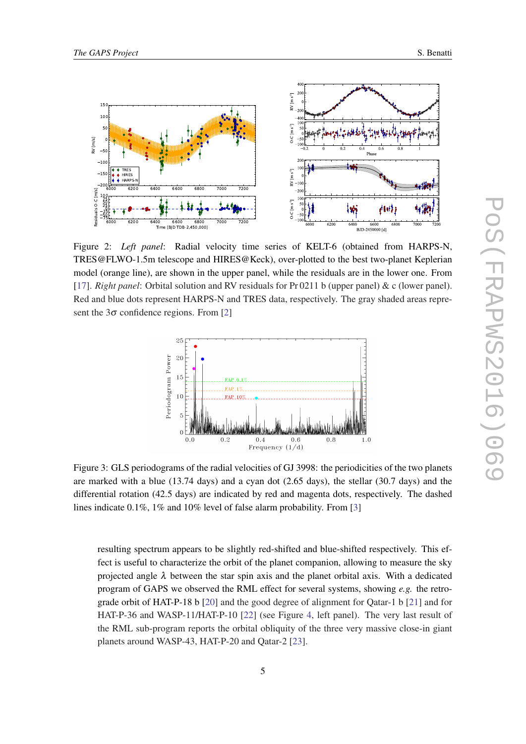Figure 2: *Left panel*: Radial velocity time series of KELT-6 (obtained from HARPS-N, TRES@FLWO-1.5m telescope and HIRES@Keck), over-plotted to the best two-planet Keplerian model (orange line), are shown in the upper panel, while the residuals are in the lower one. From [17]. *Right panel*: Orbital solution and RV residuals for Pr 0211 b (upper panel) & c (lower panel). Red and blue dots represent HARPS-N and TRES data, respectively. The gray shaded areas represent the 3$\sigma$ confidence regions. From [2]

Figure 3: GLS periodograms of the radial velocities of GJ 3998: the periodicities of the two planets are marked with a blue (13.74 days) and a cyan dot (2.65 days), the stellar (30.7 days) and the differential rotation (42.5 days) are indicated by red and magenta dots, respectively. The dashed lines indicate 0.1%, 1% and 10% level of false alarm probability. From [3]

resulting spectrum appears to be slightly red-shifted and blue-shifted respectively. This effect is useful to characterize the orbit of the planet companion, allowing to measure the sky projected angle $\lambda$ between the star spin axis and the planet orbital axis. With a dedicated program of GAPS we observed the RML effect for several systems, showing *e.g.* the retrograde orbit of HAT-P-18 b [20] and the good degree of alignment for Qatar-1 b [21] and for HAT-P-36 and WASP-11/HAT-P-10 [22] (see Figure 4, left panel). The very last result of the RML sub-program reports the orbital obliquity of the three very massive close-in giant planets around WASP-43, HAT-P-20 and Qatar-2 [23].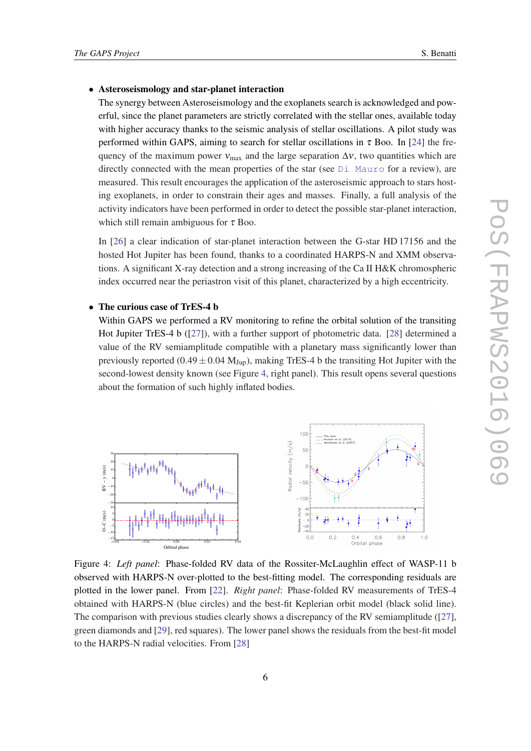- **Asteroseismology and star-planet interaction**
  The synergy between Asteroseismology and the exoplanets search is acknowledged and powerful, since the planet parameters are strictly correlated with the stellar ones, available today with higher accuracy thanks to the seismic analysis of stellar oscillations. A pilot study was performed within GAPS, aiming to search for stellar oscillations in $\tau$ Boo. In [24] the frequency of the maximum power $\nu_{max}$ and the large separation $\Delta\nu$, two quantities which are directly connected with the mean properties of the star (see Di Mauro for a review), are measured. This result encourages the application of the asteroseismic approach to stars hosting exoplanets, in order to constrain their ages and masses. Finally, a full analysis of the activity indicators have been performed in order to detect the possible star-planet interaction, which still remain ambiguous for $\tau$ Boo.

  In [26] a clear indication of star-planet interaction between the G-star HD 17156 and the hosted Hot Jupiter has been found, thanks to a coordinated HARPS-N and XMM observations. A significant X-ray detection and a strong increasing of the Ca II H&K chromospheric index occurred near the periastron visit of this planet, characterized by a high eccentricity.

- **The curious case of TrES-4 b**
  Within GAPS we performed a RV monitoring to refine the orbital solution of the transiting Hot Jupiter TrES-4 b ([27]), with a further support of photometric data. [28] determined a value of the RV semiamplitude compatible with a planetary mass significantly lower than previously reported ($0.49 \pm 0.04$ $M_{Jup}$), making TrES-4 b the transiting Hot Jupiter with the second-lowest density known (see Figure 4, right panel). This result opens several questions about the formation of such highly inflated bodies.

Figure 4: *Left panel*: Phase-folded RV data of the Rossiter-McLaughlin effect of WASP-11 b observed with HARPS-N over-plotted to the best-fitting model. The corresponding residuals are plotted in the lower panel. From [22]. *Right panel*: Phase-folded RV measurements of TrES-4 obtained with HARPS-N (blue circles) and the best-fit Keplerian orbit model (black solid line). The comparison with previous studies clearly shows a discrepancy of the RV semiamplitude ([27], green diamonds and [29], red squares). The lower panel shows the residuals from the best-fit model to the HARPS-N radial velocities. From [28]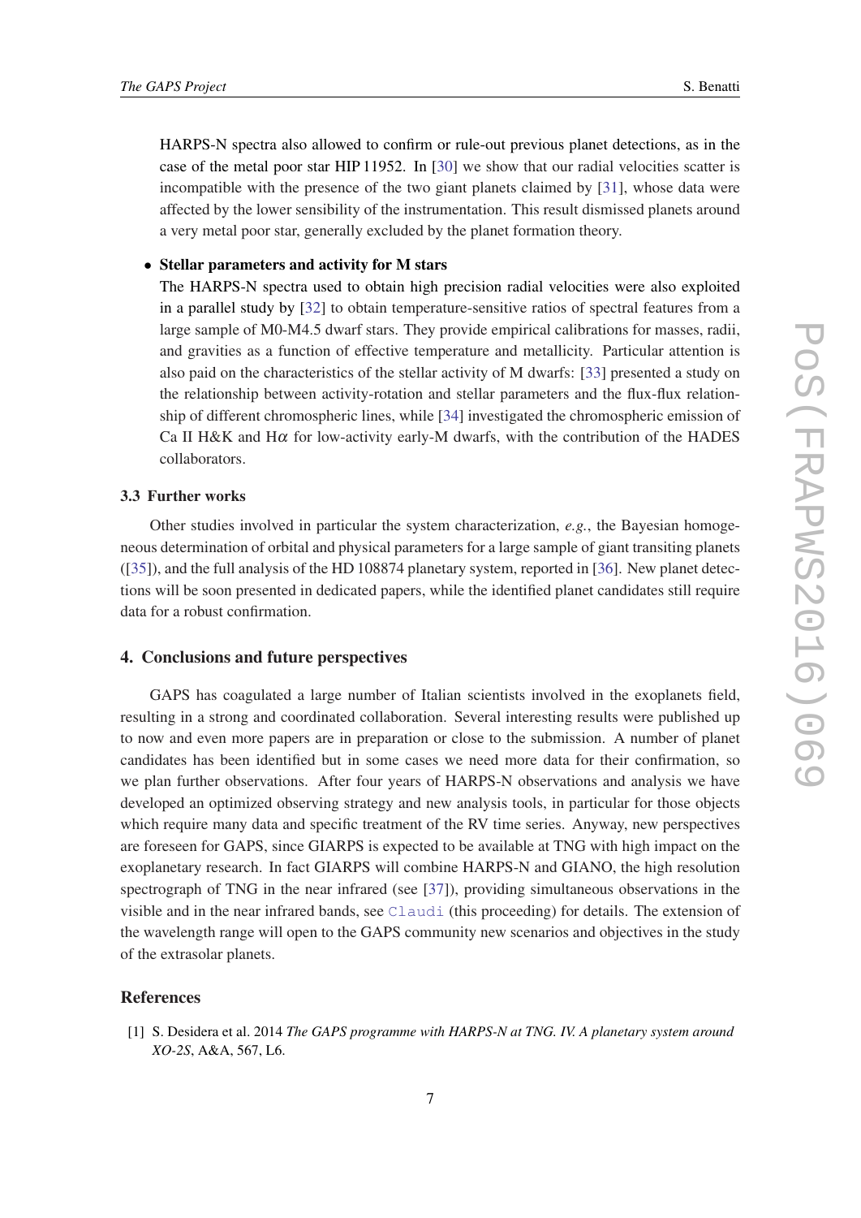HARPS-N spectra also allowed to confirm or rule-out previous planet detections, as in the case of the metal poor star HIP 11952. In [30] we show that our radial velocities scatter is incompatible with the presence of the two giant planets claimed by [31], whose data were affected by the lower sensibility of the instrumentation. This result dismissed planets around a very metal poor star, generally excluded by the planet formation theory.

- **Stellar parameters and activity for M stars**
  The HARPS-N spectra used to obtain high precision radial velocities were also exploited in a parallel study by [32] to obtain temperature-sensitive ratios of spectral features from a large sample of M0-M4.5 dwarf stars. They provide empirical calibrations for masses, radii, and gravities as a function of effective temperature and metallicity. Particular attention is also paid on the characteristics of the stellar activity of M dwarfs: [33] presented a study on the relationship between activity-rotation and stellar parameters and the flux-flux relationship of different chromospheric lines, while [34] investigated the chromospheric emission of Ca II H&K and H$\alpha$ for low-activity early-M dwarfs, with the contribution of the HADES collaborators.

### 3.3 Further works

Other studies involved in particular the system characterization, *e.g.*, the Bayesian homogeneous determination of orbital and physical parameters for a large sample of giant transiting planets ([35]), and the full analysis of the HD 108874 planetary system, reported in [36]. New planet detections will be soon presented in dedicated papers, while the identified planet candidates still require data for a robust confirmation.

## 4. Conclusions and future perspectives

GAPS has coagulated a large number of Italian scientists involved in the exoplanets field, resulting in a strong and coordinated collaboration. Several interesting results were published up to now and even more papers are in preparation or close to the submission. A number of planet candidates has been identified but in some cases we need more data for their confirmation, so we plan further observations. After four years of HARPS-N observations and analysis we have developed an optimized observing strategy and new analysis tools, in particular for those objects which require many data and specific treatment of the RV time series. Anyway, new perspectives are foreseen for GAPS, since GIARPS is expected to be available at TNG with high impact on the exoplanetary research. In fact GIARPS will combine HARPS-N and GIANO, the high resolution spectrograph of TNG in the near infrared (see [37]), providing simultaneous observations in the visible and in the near infrared bands, see Claudi (this proceeding) for details. The extension of the wavelength range will open to the GAPS community new scenarios and objectives in the study of the extrasolar planets.

## References

[1] S. Desidera et al. 2014 *The GAPS programme with HARPS-N at TNG. IV. A planetary system around XO-2S*, A&A, 567, L6.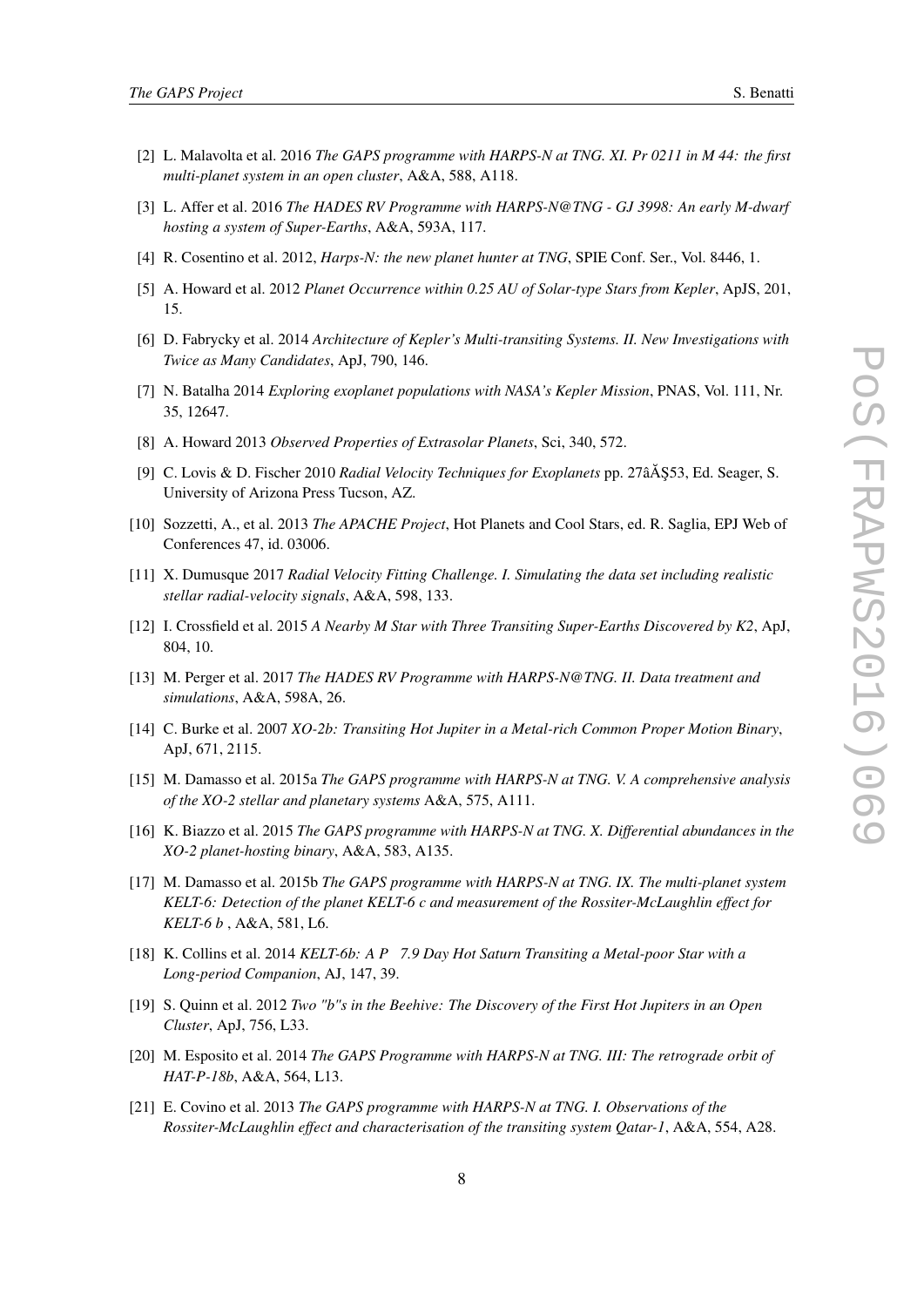[2] L. Malavolta et al. 2016 *The GAPS programme with HARPS-N at TNG. XI. Pr 0211 in M 44: the first multi-planet system in an open cluster*, A&A, 588, A118.

[3] L. Affer et al. 2016 *The HADES RV Programme with HARPS-N@TNG - GJ 3998: An early M-dwarf hosting a system of Super-Earths*, A&A, 593A, 117.

[4] R. Cosentino et al. 2012, *Harps-N: the new planet hunter at TNG*, SPIE Conf. Ser., Vol. 8446, 1.

[5] A. Howard et al. 2012 *Planet Occurrence within 0.25 AU of Solar-type Stars from Kepler*, ApJS, 201, 15.

[6] D. Fabrycky et al. 2014 *Architecture of Kepler's Multi-transiting Systems. II. New Investigations with Twice as Many Candidates*, ApJ, 790, 146.

[7] N. Batalha 2014 *Exploring exoplanet populations with NASA's Kepler Mission*, PNAS, Vol. 111, Nr. 35, 12647.

[8] A. Howard 2013 *Observed Properties of Extrasolar Planets*, Sci, 340, 572.

[9] C. Lovis & D. Fischer 2010 *Radial Velocity Techniques for Exoplanets* pp. 27âĂŞ53, Ed. Seager, S. University of Arizona Press Tucson, AZ.

[10] Sozzetti, A., et al. 2013 *The APACHE Project*, Hot Planets and Cool Stars, ed. R. Saglia, EPJ Web of Conferences 47, id. 03006.

[11] X. Dumusque 2017 *Radial Velocity Fitting Challenge. I. Simulating the data set including realistic stellar radial-velocity signals*, A&A, 598, 133.

[12] I. Crossfield et al. 2015 *A Nearby M Star with Three Transiting Super-Earths Discovered by K2*, ApJ, 804, 10.

[13] M. Perger et al. 2017 *The HADES RV Programme with HARPS-N@TNG. II. Data treatment and simulations*, A&A, 598A, 26.

[14] C. Burke et al. 2007 *XO-2b: Transiting Hot Jupiter in a Metal-rich Common Proper Motion Binary*, ApJ, 671, 2115.

[15] M. Damasso et al. 2015a *The GAPS programme with HARPS-N at TNG. V. A comprehensive analysis of the XO-2 stellar and planetary systems* A&A, 575, A111.

[16] K. Biazzo et al. 2015 *The GAPS programme with HARPS-N at TNG. X. Differential abundances in the XO-2 planet-hosting binary*, A&A, 583, A135.

[17] M. Damasso et al. 2015b *The GAPS programme with HARPS-N at TNG. IX. The multi-planet system KELT-6: Detection of the planet KELT-6 c and measurement of the Rossiter-McLaughlin effect for KELT-6 b* , A&A, 581, L6.

[18] K. Collins et al. 2014 *KELT-6b: A P 7.9 Day Hot Saturn Transiting a Metal-poor Star with a Long-period Companion*, AJ, 147, 39.

[19] S. Quinn et al. 2012 *Two "b"s in the Beehive: The Discovery of the First Hot Jupiters in an Open Cluster*, ApJ, 756, L33.

[20] M. Esposito et al. 2014 *The GAPS Programme with HARPS-N at TNG. III: The retrograde orbit of HAT-P-18b*, A&A, 564, L13.

[21] E. Covino et al. 2013 *The GAPS programme with HARPS-N at TNG. I. Observations of the Rossiter-McLaughlin effect and characterisation of the transiting system Qatar-1*, A&A, 554, A28.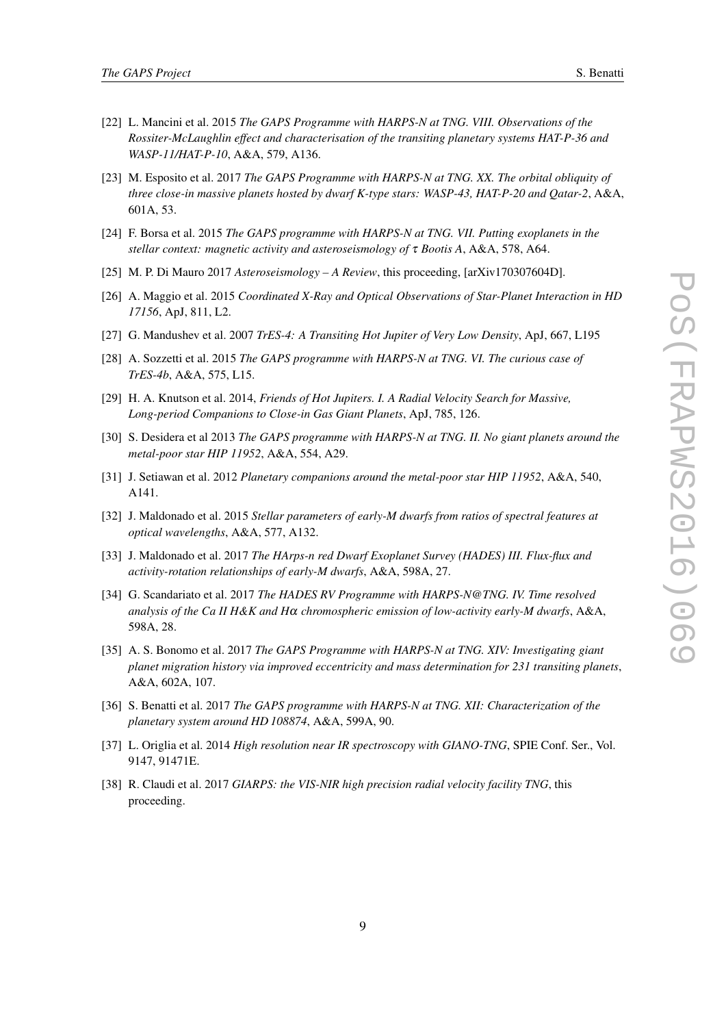[22] L. Mancini et al. 2015 *The GAPS Programme with HARPS-N at TNG. VIII. Observations of the Rossiter-McLaughlin effect and characterisation of the transiting planetary systems HAT-P-36 and WASP-11/HAT-P-10*, A&A, 579, A136.

[23] M. Esposito et al. 2017 *The GAPS Programme with HARPS-N at TNG. XX. The orbital obliquity of three close-in massive planets hosted by dwarf K-type stars: WASP-43, HAT-P-20 and Qatar-2*, A&A, 601A, 53.

[24] F. Borsa et al. 2015 *The GAPS programme with HARPS-N at TNG. VII. Putting exoplanets in the stellar context: magnetic activity and asteroseismology of $\tau$ Bootis A*, A&A, 578, A64.

[25] M. P. Di Mauro 2017 *Asteroseismology – A Review*, this proceeding, [arXiv170307604D].

[26] A. Maggio et al. 2015 *Coordinated X-Ray and Optical Observations of Star-Planet Interaction in HD 17156*, ApJ, 811, L2.

[27] G. Mandushev et al. 2007 *TrES-4: A Transiting Hot Jupiter of Very Low Density*, ApJ, 667, L195

[28] A. Sozzetti et al. 2015 *The GAPS programme with HARPS-N at TNG. VI. The curious case of TrES-4b*, A&A, 575, L15.

[29] H. A. Knutson et al. 2014, *Friends of Hot Jupiters. I. A Radial Velocity Search for Massive, Long-period Companions to Close-in Gas Giant Planets*, ApJ, 785, 126.

[30] S. Desidera et al 2013 *The GAPS programme with HARPS-N at TNG. II. No giant planets around the metal-poor star HIP 11952*, A&A, 554, A29.

[31] J. Setiawan et al. 2012 *Planetary companions around the metal-poor star HIP 11952*, A&A, 540, A141.

[32] J. Maldonado et al. 2015 *Stellar parameters of early-M dwarfs from ratios of spectral features at optical wavelengths*, A&A, 577, A132.

[33] J. Maldonado et al. 2017 *The HArps-n red Dwarf Exoplanet Survey (HADES) III. Flux-flux and activity-rotation relationships of early-M dwarfs*, A&A, 598A, 27.

[34] G. Scandariato et al. 2017 *The HADES RV Programme with HARPS-N@TNG. IV. Time resolved analysis of the Ca II H&K and H$\alpha$ chromospheric emission of low-activity early-M dwarfs*, A&A, 598A, 28.

[35] A. S. Bonomo et al. 2017 *The GAPS Programme with HARPS-N at TNG. XIV: Investigating giant planet migration history via improved eccentricity and mass determination for 231 transiting planets*, A&A, 602A, 107.

[36] S. Benatti et al. 2017 *The GAPS programme with HARPS-N at TNG. XII: Characterization of the planetary system around HD 108874*, A&A, 599A, 90.

[37] L. Origlia et al. 2014 *High resolution near IR spectroscopy with GIANO-TNG*, SPIE Conf. Ser., Vol. 9147, 91471E.

[38] R. Claudi et al. 2017 *GIARPS: the VIS-NIR high precision radial velocity facility TNG*, this proceeding.